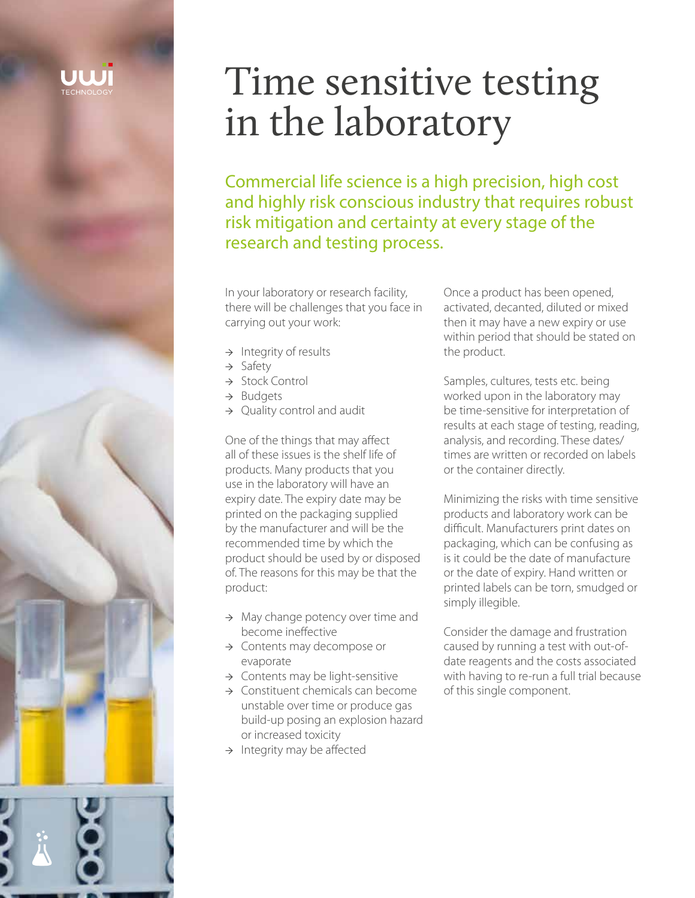# Time sensitive testing in the laboratory

Commercial life science is a high precision, high cost and highly risk conscious industry that requires robust risk mitigation and certainty at every stage of the research and testing process.

In your laboratory or research facility, there will be challenges that you face in carrying out your work:

- Integrity of results
- Safety
- Stock Control
- Budgets
- Quality control and audit

One of the things that may affect all of these issues is the shelf life of products. Many products that you use in the laboratory will have an expiry date. The expiry date may be printed on the packaging supplied by the manufacturer and will be the recommended time by which the product should be used by or disposed of. The reasons for this may be that the product:

- May change potency over time and become ineffective
- Contents may decompose or evaporate
- Contents may be light-sensitive
- Constituent chemicals can become unstable over time or produce gas build-up posing an explosion hazard or increased toxicity
- Integrity may be affected

Once a product has been opened, activated, decanted, diluted or mixed then it may have a new expiry or use within period that should be stated on the product.

Samples, cultures, tests etc. being worked upon in the laboratory may be time-sensitive for interpretation of results at each stage of testing, reading, analysis, and recording. These dates/times are written or recorded on labels or the container directly.

Minimizing the risks with time sensitive products and laboratory work can be difficult. Manufacturers print dates on packaging, which can be confusing as is it could be the date of manufacture or the date of expiry. Hand written or printed labels can be torn, smudged or simply illegible.

Consider the damage and frustration caused by running a test with out-of-date reagents and the costs associated with having to re-run a full trial because of this single component.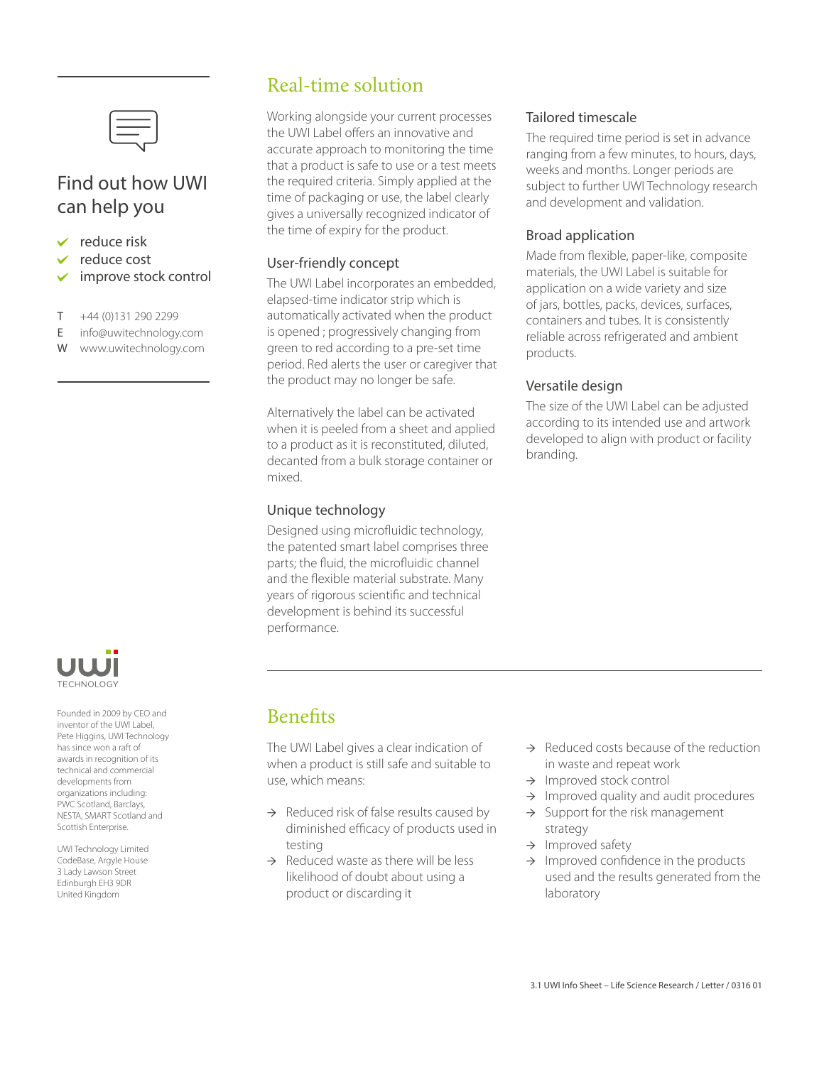## Find out how UWI can help you

- ✔ reduce risk
- ✔ reduce cost
- ✔ improve stock control

T +44 (0)131 290 2299
E info@uwitechnology.com
W www.uwitechnology.com

# Real-time solution

Working alongside your current processes the UWI Label offers an innovative and accurate approach to monitoring the time that a product is safe to use or a test meets the required criteria. Simply applied at the time of packaging or use, the label clearly gives a universally recognized indicator of the time of expiry for the product.

### User-friendly concept

The UWI Label incorporates an embedded, elapsed-time indicator strip which is automatically activated when the product is opened ; progressively changing from green to red according to a pre-set time period. Red alerts the user or caregiver that the product may no longer be safe.

Alternatively the label can be activated when it is peeled from a sheet and applied to a product as it is reconstituted, diluted, decanted from a bulk storage container or mixed.

### Unique technology

Designed using microfluidic technology, the patented smart label comprises three parts; the fluid, the microfluidic channel and the flexible material substrate. Many years of rigorous scientific and technical development is behind its successful performance.

### Tailored timescale

The required time period is set in advance ranging from a few minutes, to hours, days, weeks and months. Longer periods are subject to further UWI Technology research and development and validation.

### Broad application

Made from flexible, paper-like, composite materials, the UWI Label is suitable for application on a wide variety and size of jars, bottles, packs, devices, surfaces, containers and tubes. It is consistently reliable across refrigerated and ambient products.

### Versatile design

The size of the UWI Label can be adjusted according to its intended use and artwork developed to align with product or facility branding.

# Benefits

The UWI Label gives a clear indication of when a product is still safe and suitable to use, which means:

- → Reduced risk of false results caused by diminished efficacy of products used in testing
- → Reduced waste as there will be less likelihood of doubt about using a product or discarding it
- → Reduced costs because of the reduction in waste and repeat work
- → Improved stock control
- → Improved quality and audit procedures
- → Support for the risk management strategy
- → Improved safety
- → Improved confidence in the products used and the results generated from the laboratory

UWI TECHNOLOGY

Founded in 2009 by CEO and inventor of the UWI Label, Pete Higgins, UWI Technology has since won a raft of awards in recognition of its technical and commercial developments from organizations including: PWC Scotland, Barclays, NESTA, SMART Scotland and Scottish Enterprise.

UWI Technology Limited
CodeBase, Argyle House
3 Lady Lawson Street
Edinburgh EH3 9DR
United Kingdom

3.1 UWI Info Sheet – Life Science Research / Letter / 0316 01